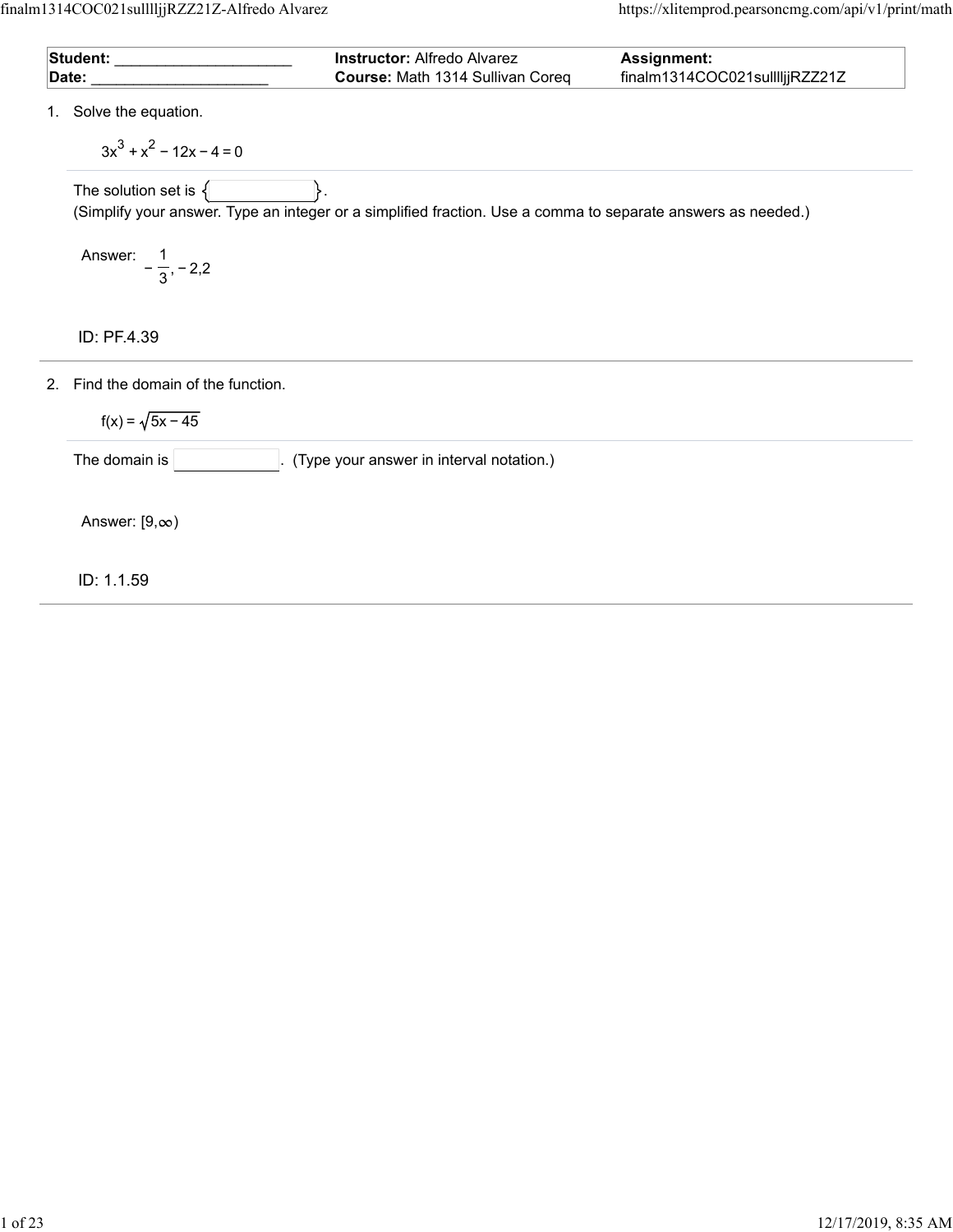| Student: ____________________ | Instructor: Alfredo Alvarez | Assignment: |
| --- | --- | --- |
| Date: ____________________ | Course: Math 1314 Sullivan Coreq | finalm1314COC021sullllljjRZZ21Z |

1. Solve the equation.

$$3x^3 + x^2 - 12x - 4 = 0$$

The solution set is { }.
(Simplify your answer. Type an integer or a simplified fraction. Use a comma to separate answers as needed.)

Answer: $-\frac{1}{3}, -2, 2$

ID: PF.4.39

2. Find the domain of the function.

$$f(x) = \sqrt{5x - 45}$$

The domain is ______. (Type your answer in interval notation.)

Answer: $[9,\infty)$

ID: 1.1.59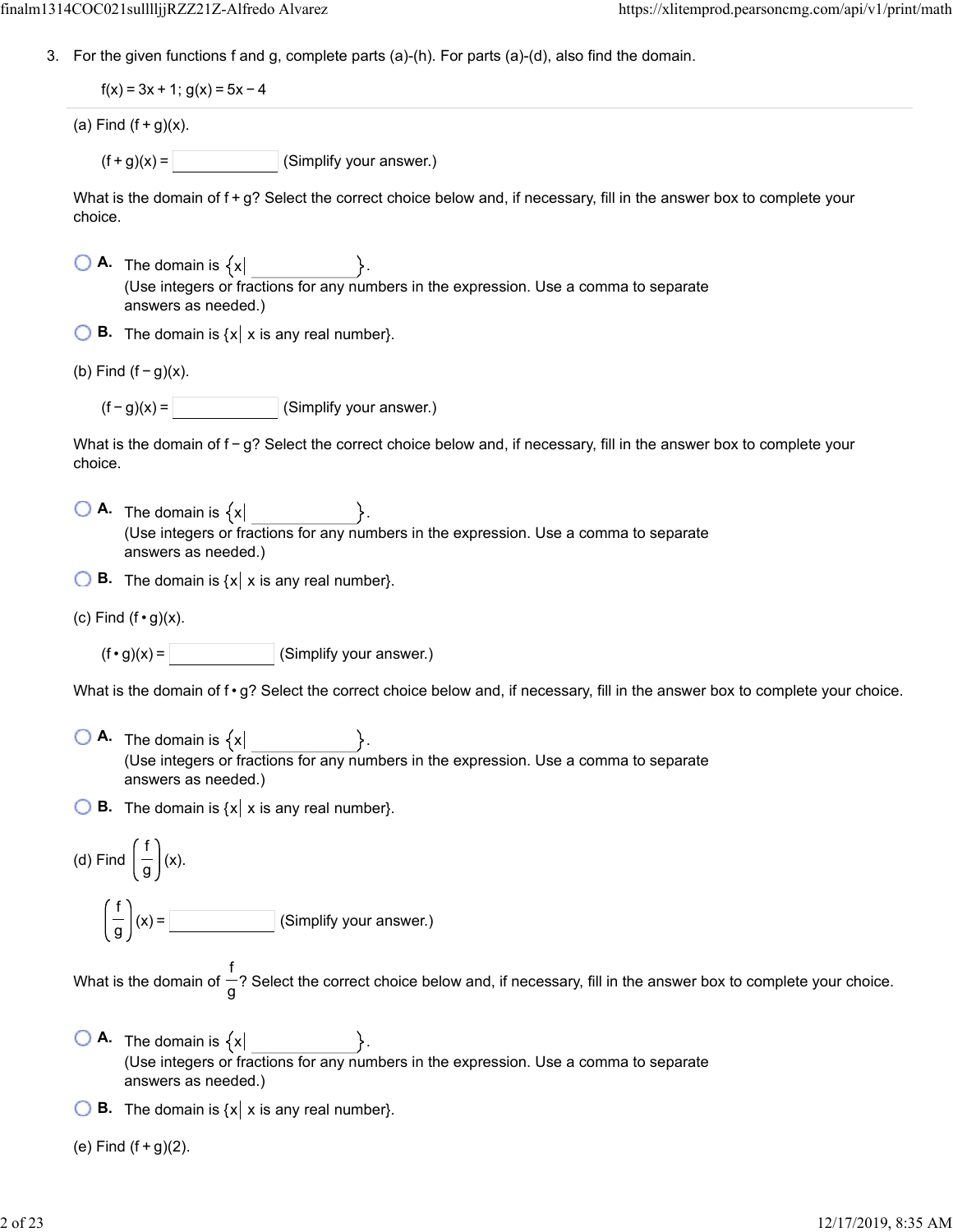3. For the given functions f and g, complete parts (a)-(h). For parts (a)-(d), also find the domain.

$f(x) = 3x + 1; \; g(x) = 5x - 4$

---

(a) Find $(f + g)(x)$.

$(f + g)(x) =$ ______ (Simplify your answer.)

What is the domain of $f + g$? Select the correct choice below and, if necessary, fill in the answer box to complete your choice.

- A. The domain is $\{x|$ ______ $\}$.
  (Use integers or fractions for any numbers in the expression. Use a comma to separate answers as needed.)
- B. The domain is $\{x|$ x is any real number$\}$.

(b) Find $(f - g)(x)$.

$(f - g)(x) =$ ______ (Simplify your answer.)

What is the domain of $f - g$? Select the correct choice below and, if necessary, fill in the answer box to complete your choice.

- A. The domain is $\{x|$ ______ $\}$.
  (Use integers or fractions for any numbers in the expression. Use a comma to separate answers as needed.)
- B. The domain is $\{x|$ x is any real number$\}$.

(c) Find $(f \cdot g)(x)$.

$(f \cdot g)(x) =$ ______ (Simplify your answer.)

What is the domain of $f \cdot g$? Select the correct choice below and, if necessary, fill in the answer box to complete your choice.

- A. The domain is $\{x|$ ______ $\}$.
  (Use integers or fractions for any numbers in the expression. Use a comma to separate answers as needed.)
- B. The domain is $\{x|$ x is any real number$\}$.

(d) Find $\left(\frac{f}{g}\right)(x)$.

$\left(\frac{f}{g}\right)(x) =$ ______ (Simplify your answer.)

What is the domain of $\frac{f}{g}$? Select the correct choice below and, if necessary, fill in the answer box to complete your choice.

- A. The domain is $\{x|$ ______ $\}$.
  (Use integers or fractions for any numbers in the expression. Use a comma to separate answers as needed.)
- B. The domain is $\{x|$ x is any real number$\}$.

(e) Find $(f + g)(2)$.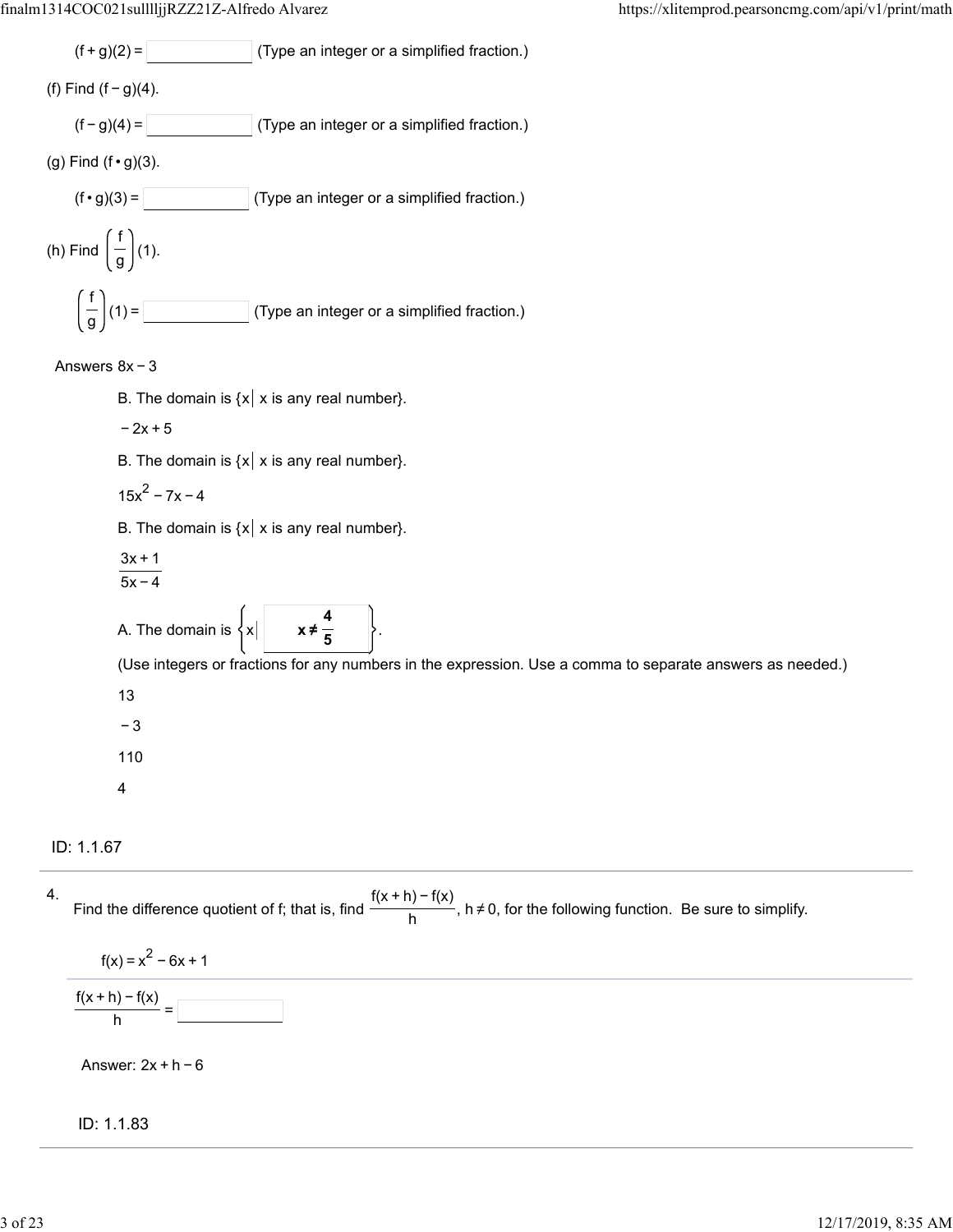$(f+g)(2) =$ ______ (Type an integer or a simplified fraction.)

(f) Find $(f-g)(4)$.

$(f-g)(4) =$ ______ (Type an integer or a simplified fraction.)

(g) Find $(f \cdot g)(3)$.

$(f \cdot g)(3) =$ ______ (Type an integer or a simplified fraction.)

(h) Find $\left(\frac{f}{g}\right)(1)$.

$\left(\frac{f}{g}\right)(1) =$ ______ (Type an integer or a simplified fraction.)

Answers $8x-3$

B. The domain is $\{x \mid x \text{ is any real number}\}$.

$-2x+5$

B. The domain is $\{x \mid x \text{ is any real number}\}$.

$15x^2 - 7x - 4$

B. The domain is $\{x \mid x \text{ is any real number}\}$.

$\frac{3x+1}{5x-4}$

A. The domain is $\left\{x \mid \mathbf{x \neq \frac{4}{5}}\right\}$.

(Use integers or fractions for any numbers in the expression. Use a comma to separate answers as needed.)

13

$-3$

110

4

ID: 1.1.67

---

4. Find the difference quotient of f; that is, find $\frac{f(x+h)-f(x)}{h}$, $h \neq 0$, for the following function. Be sure to simplify.

$f(x) = x^2 - 6x + 1$

$\frac{f(x+h)-f(x)}{h} =$ ______

Answer: $2x+h-6$

ID: 1.1.83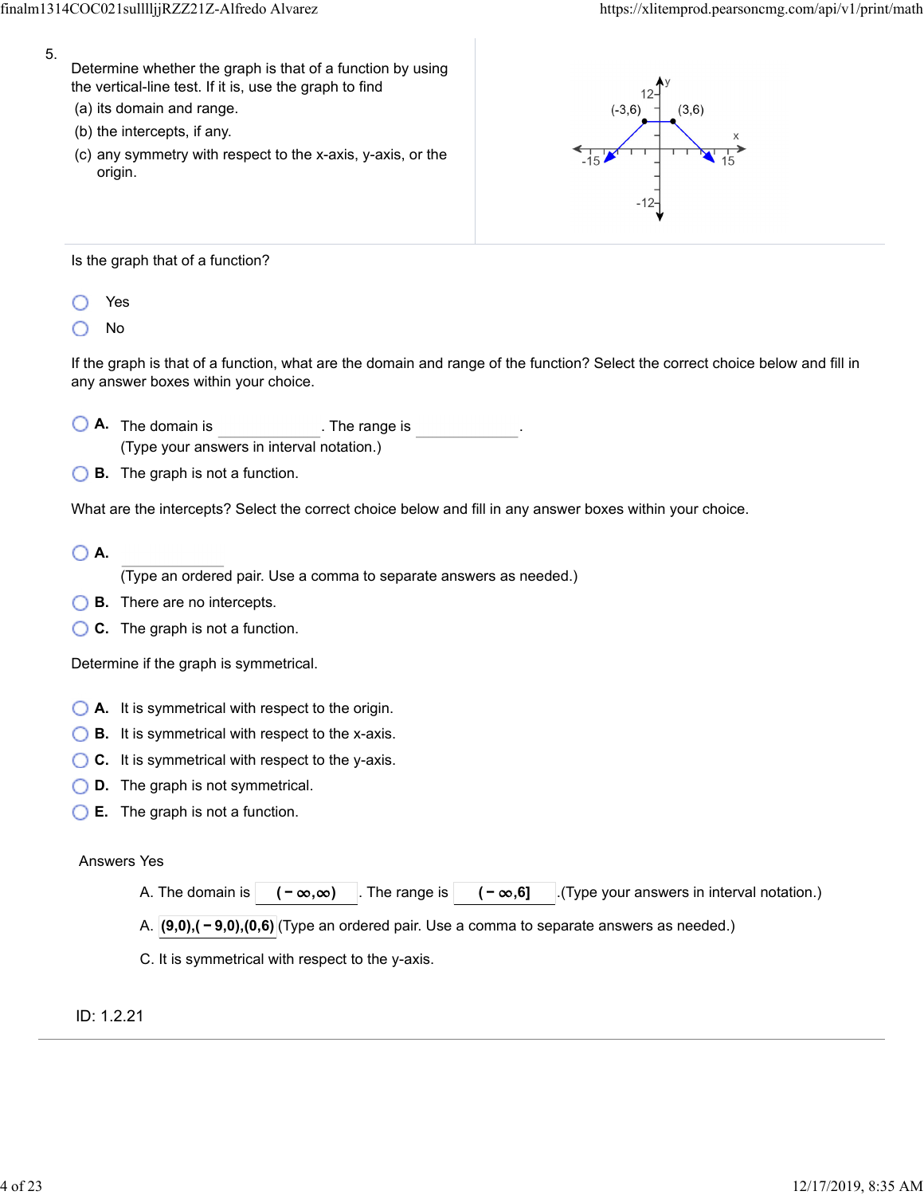5. Determine whether the graph is that of a function by using the vertical-line test. If it is, use the graph to find

(a) its domain and range.

(b) the intercepts, if any.

(c) any symmetry with respect to the x-axis, y-axis, or the origin.

Is the graph that of a function?

- Yes
- No

If the graph is that of a function, what are the domain and range of the function? Select the correct choice below and fill in any answer boxes within your choice.

- **A.** The domain is ____________. The range is ____________. (Type your answers in interval notation.)
- **B.** The graph is not a function.

What are the intercepts? Select the correct choice below and fill in any answer boxes within your choice.

- **A.** ____________ (Type an ordered pair. Use a comma to separate answers as needed.)
- **B.** There are no intercepts.
- **C.** The graph is not a function.

Determine if the graph is symmetrical.

- **A.** It is symmetrical with respect to the origin.
- **B.** It is symmetrical with respect to the x-axis.
- **C.** It is symmetrical with respect to the y-axis.
- **D.** The graph is not symmetrical.
- **E.** The graph is not a function.

Answers Yes

A. The domain is $(-\infty,\infty)$. The range is $(-\infty,6]$. (Type your answers in interval notation.)

A. $(9,0),(-9,0),(0,6)$ (Type an ordered pair. Use a comma to separate answers as needed.)

C. It is symmetrical with respect to the y-axis.

ID: 1.2.21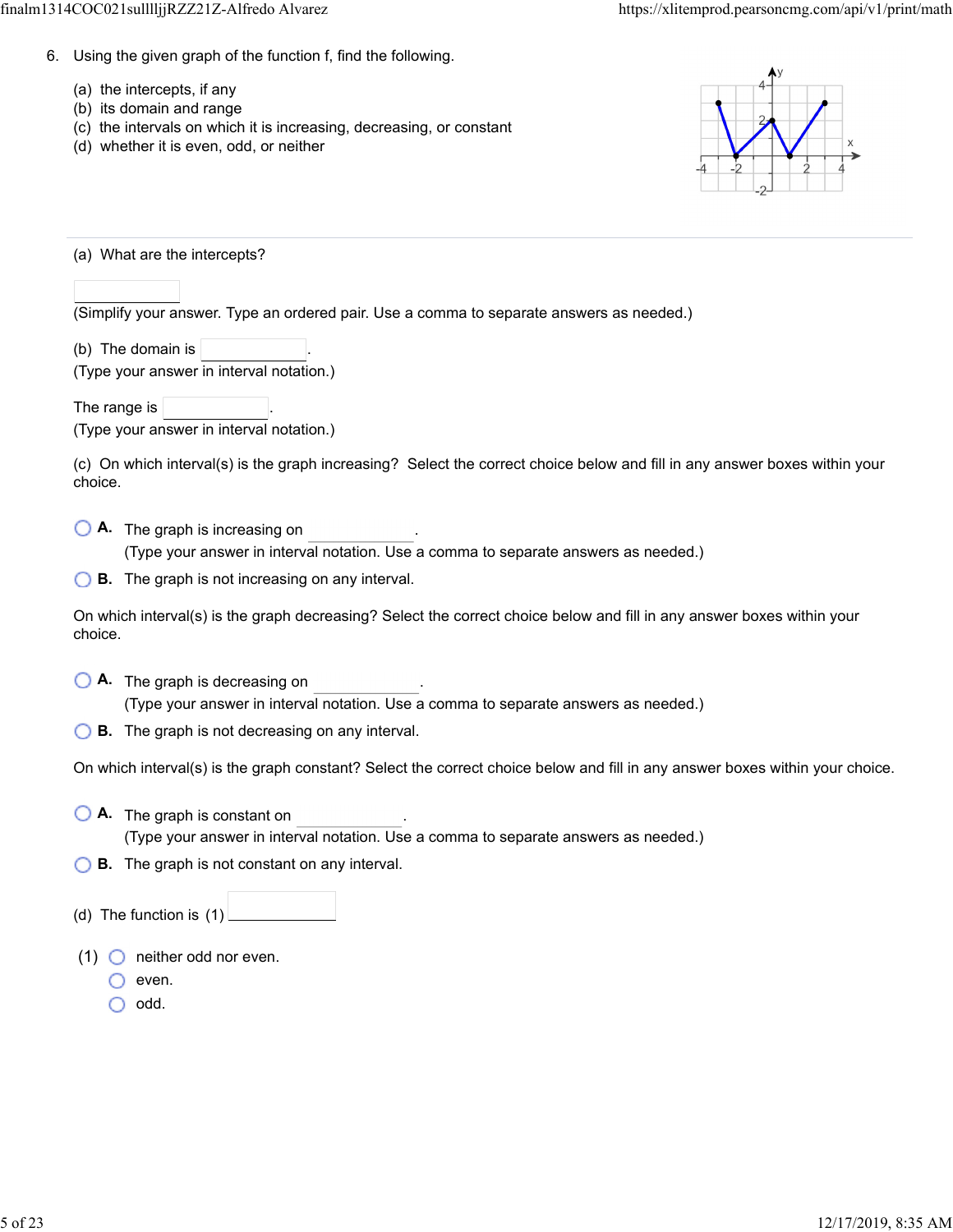6. Using the given graph of the function f, find the following.

   (a) the intercepts, if any
   (b) its domain and range
   (c) the intervals on which it is increasing, decreasing, or constant
   (d) whether it is even, odd, or neither

(a) What are the intercepts?

\_\_\_\_\_\_\_\_\_\_

(Simplify your answer. Type an ordered pair. Use a comma to separate answers as needed.)

(b) The domain is \_\_\_\_\_\_\_\_\_\_.
(Type your answer in interval notation.)

The range is \_\_\_\_\_\_\_\_\_\_.
(Type your answer in interval notation.)

(c) On which interval(s) is the graph increasing? Select the correct choice below and fill in any answer boxes within your choice.

- **A.** The graph is increasing on \_\_\_\_\_\_\_\_\_\_.
  (Type your answer in interval notation. Use a comma to separate answers as needed.)
- **B.** The graph is not increasing on any interval.

On which interval(s) is the graph decreasing? Select the correct choice below and fill in any answer boxes within your choice.

- **A.** The graph is decreasing on \_\_\_\_\_\_\_\_\_\_.
  (Type your answer in interval notation. Use a comma to separate answers as needed.)
- **B.** The graph is not decreasing on any interval.

On which interval(s) is the graph constant? Select the correct choice below and fill in any answer boxes within your choice.

- **A.** The graph is constant on \_\_\_\_\_\_\_\_\_\_.
  (Type your answer in interval notation. Use a comma to separate answers as needed.)
- **B.** The graph is not constant on any interval.

(d) The function is (1) \_\_\_\_\_\_\_\_\_\_

(1)
- neither odd nor even.
- even.
- odd.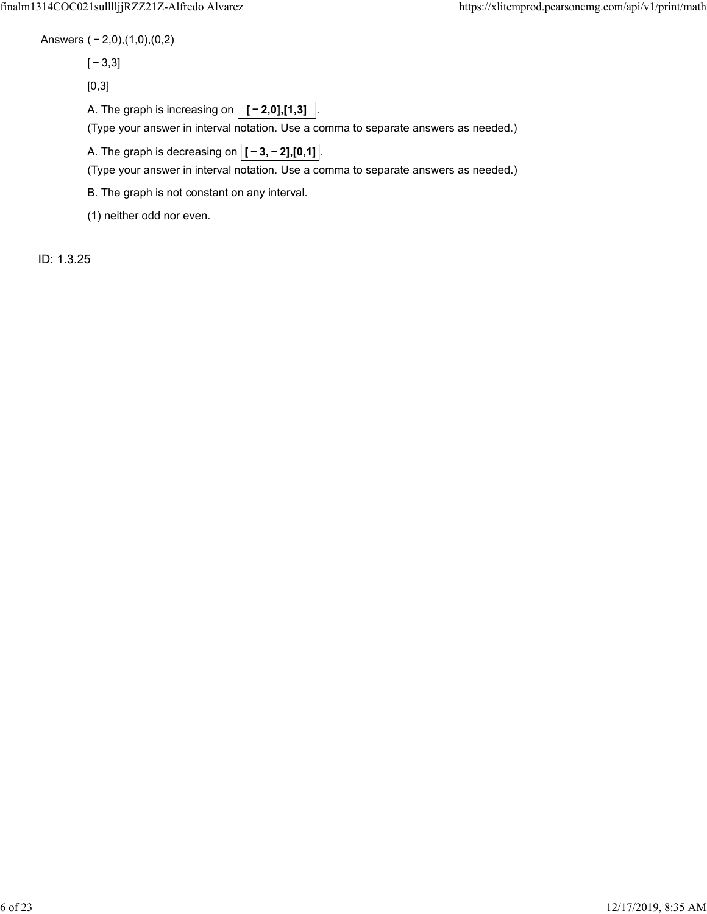Answers $(-2,0),(1,0),(0,2)$

$[-3,3]$

$[0,3]$

A. The graph is increasing on **$[-2,0],[1,3]$**.

(Type your answer in interval notation. Use a comma to separate answers as needed.)

A. The graph is decreasing on **$[-3,-2],[0,1]$**.

(Type your answer in interval notation. Use a comma to separate answers as needed.)

B. The graph is not constant on any interval.

(1) neither odd nor even.

ID: 1.3.25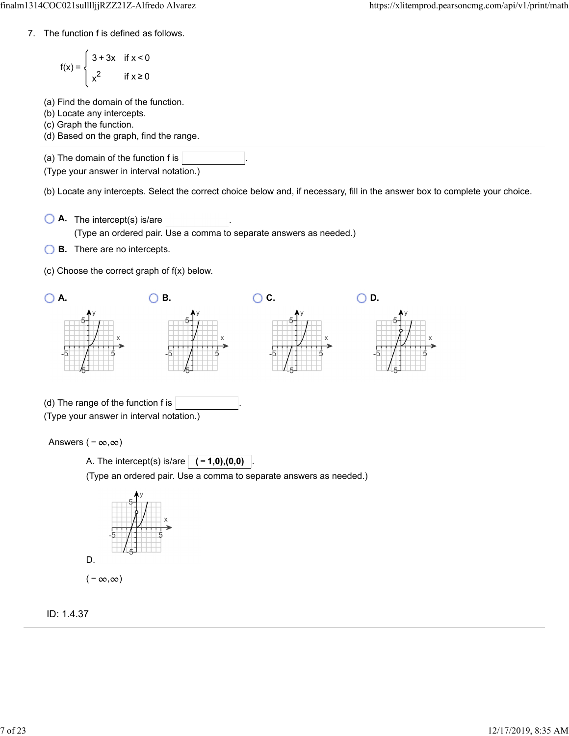7. The function f is defined as follows.

$$f(x) = \begin{cases} 3 + 3x & \text{if } x < 0 \\ x^2 & \text{if } x \geq 0 \end{cases}$$

(a) Find the domain of the function.
(b) Locate any intercepts.
(c) Graph the function.
(d) Based on the graph, find the range.

---

(a) The domain of the function f is \_\_\_\_\_\_\_\_\_\_.
(Type your answer in interval notation.)

(b) Locate any intercepts. Select the correct choice below and, if necessary, fill in the answer box to complete your choice.

- **A.** The intercept(s) is/are \_\_\_\_\_\_\_\_\_\_.
  (Type an ordered pair. Use a comma to separate answers as needed.)
- **B.** There are no intercepts.

(c) Choose the correct graph of f(x) below.

**A.** **B.** **C.** **D.**

(d) The range of the function f is \_\_\_\_\_\_\_\_\_\_.
(Type your answer in interval notation.)

Answers $(-\infty,\infty)$

A. The intercept(s) is/are **$(-1,0),(0,0)$**.
(Type an ordered pair. Use a comma to separate answers as needed.)

D.

$(-\infty,\infty)$

ID: 1.4.37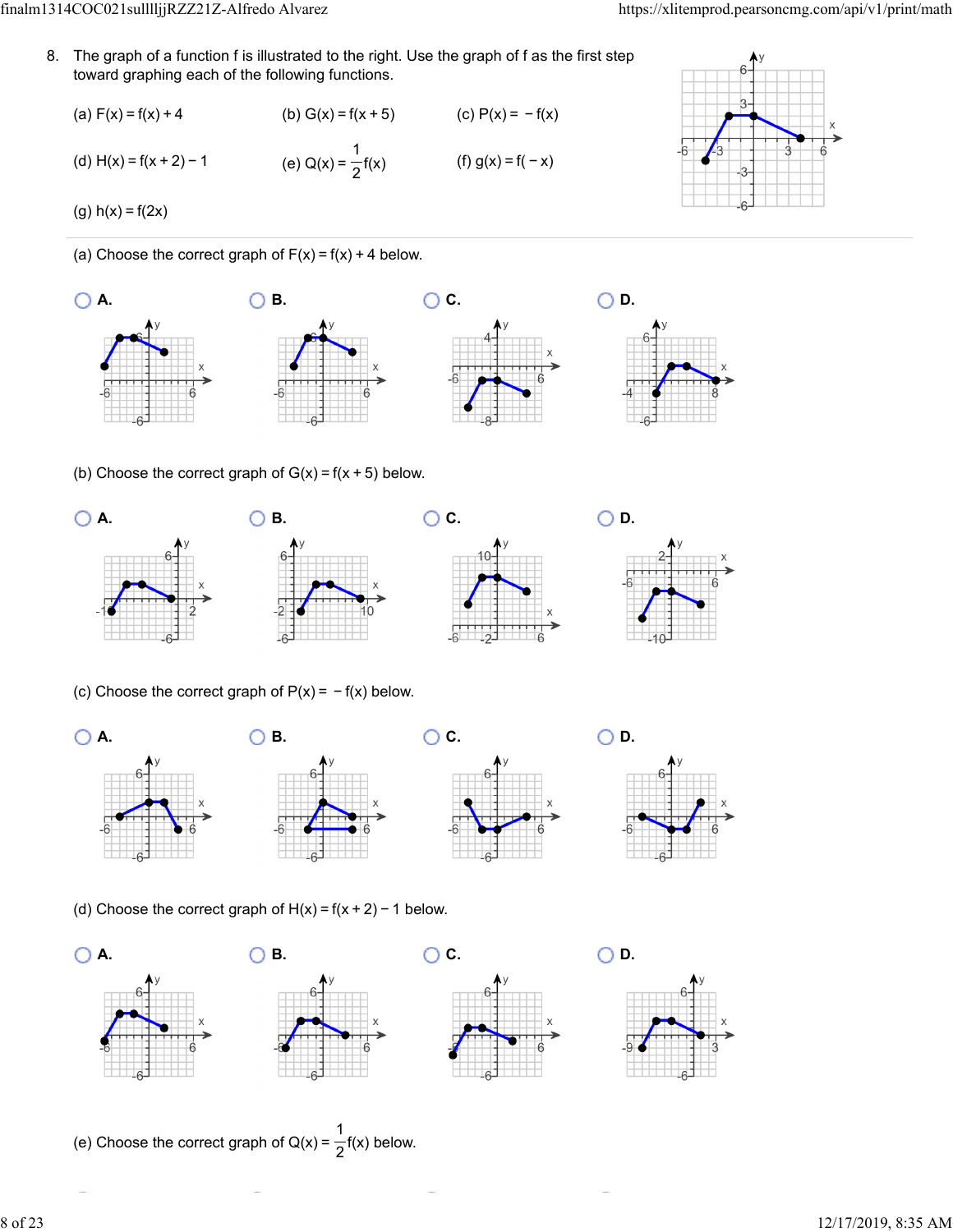8. The graph of a function f is illustrated to the right. Use the graph of f as the first step toward graphing each of the following functions.

(a) $F(x) = f(x) + 4$

(b) $G(x) = f(x + 5)$

(c) $P(x) = -f(x)$

(d) $H(x) = f(x + 2) - 1$

(e) $Q(x) = \frac{1}{2}f(x)$

(f) $g(x) = f(-x)$

(g) $h(x) = f(2x)$

---

(a) Choose the correct graph of $F(x) = f(x) + 4$ below.

- A.
- B.
- C.
- D.

(b) Choose the correct graph of $G(x) = f(x + 5)$ below.

- A.
- B.
- C.
- D.

(c) Choose the correct graph of $P(x) = -f(x)$ below.

- A.
- B.
- C.
- D.

(d) Choose the correct graph of $H(x) = f(x + 2) - 1$ below.

- A.
- B.
- C.
- D.

(e) Choose the correct graph of $Q(x) = \frac{1}{2}f(x)$ below.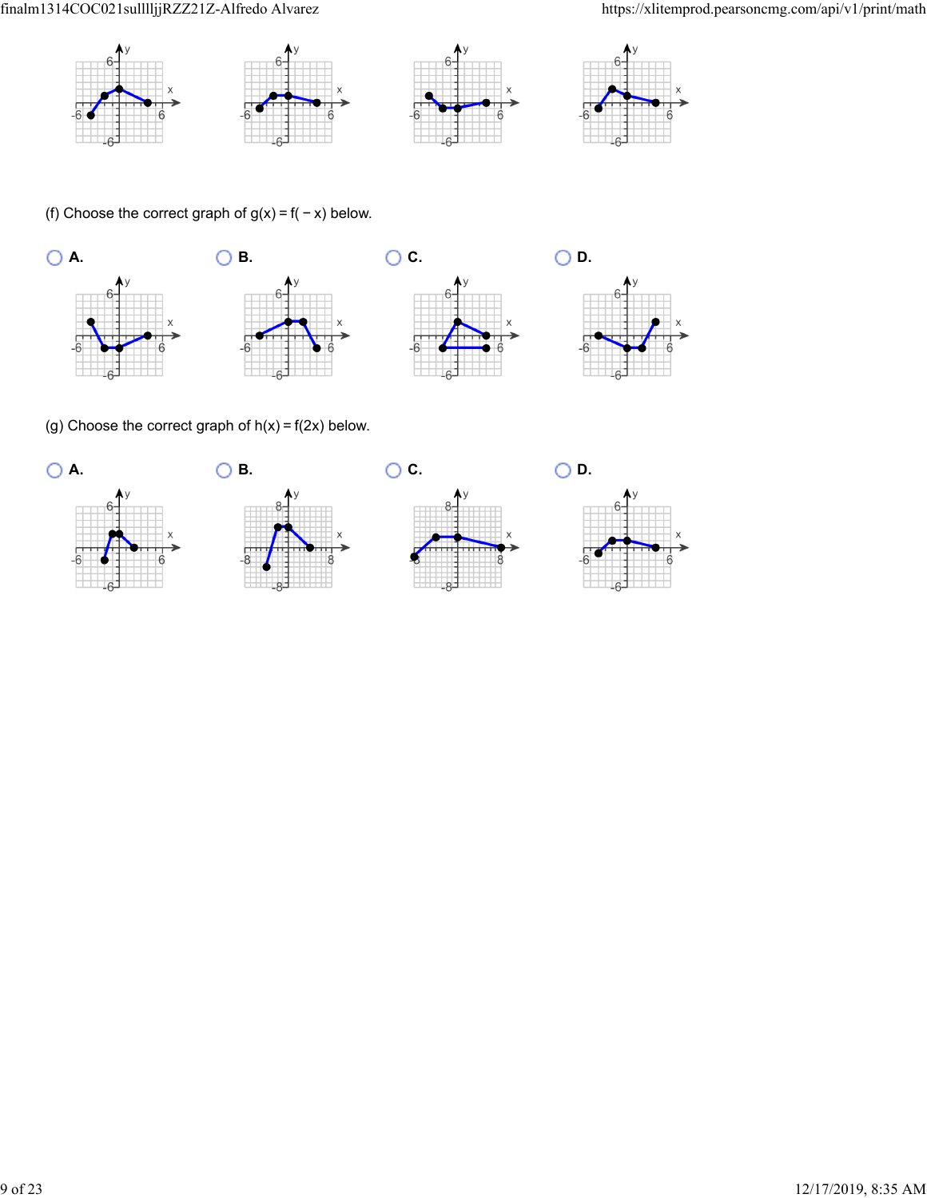(f) Choose the correct graph of $g(x) = f(-x)$ below.

A.

B.

C.

D.

(g) Choose the correct graph of $h(x) = f(2x)$ below.

A.

B.

C.

D.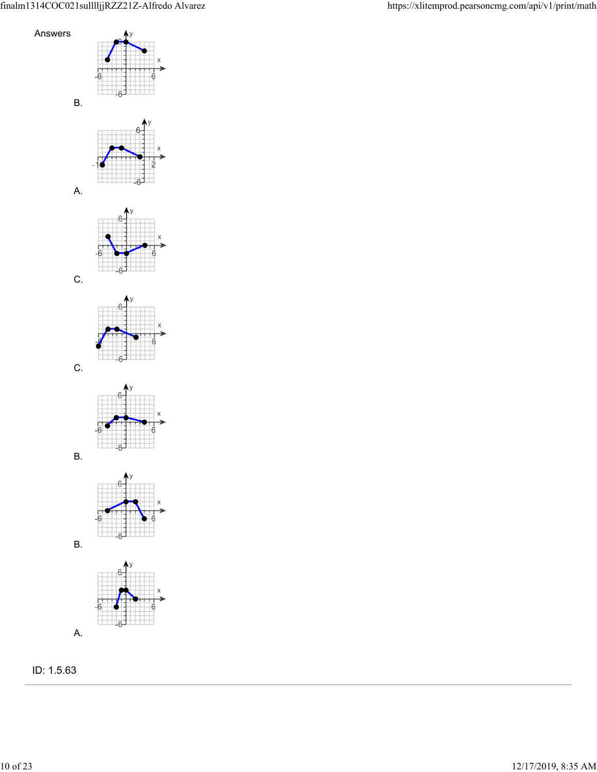Answers

B.

A.

C.

C.

B.

B.

A.

ID: 1.5.63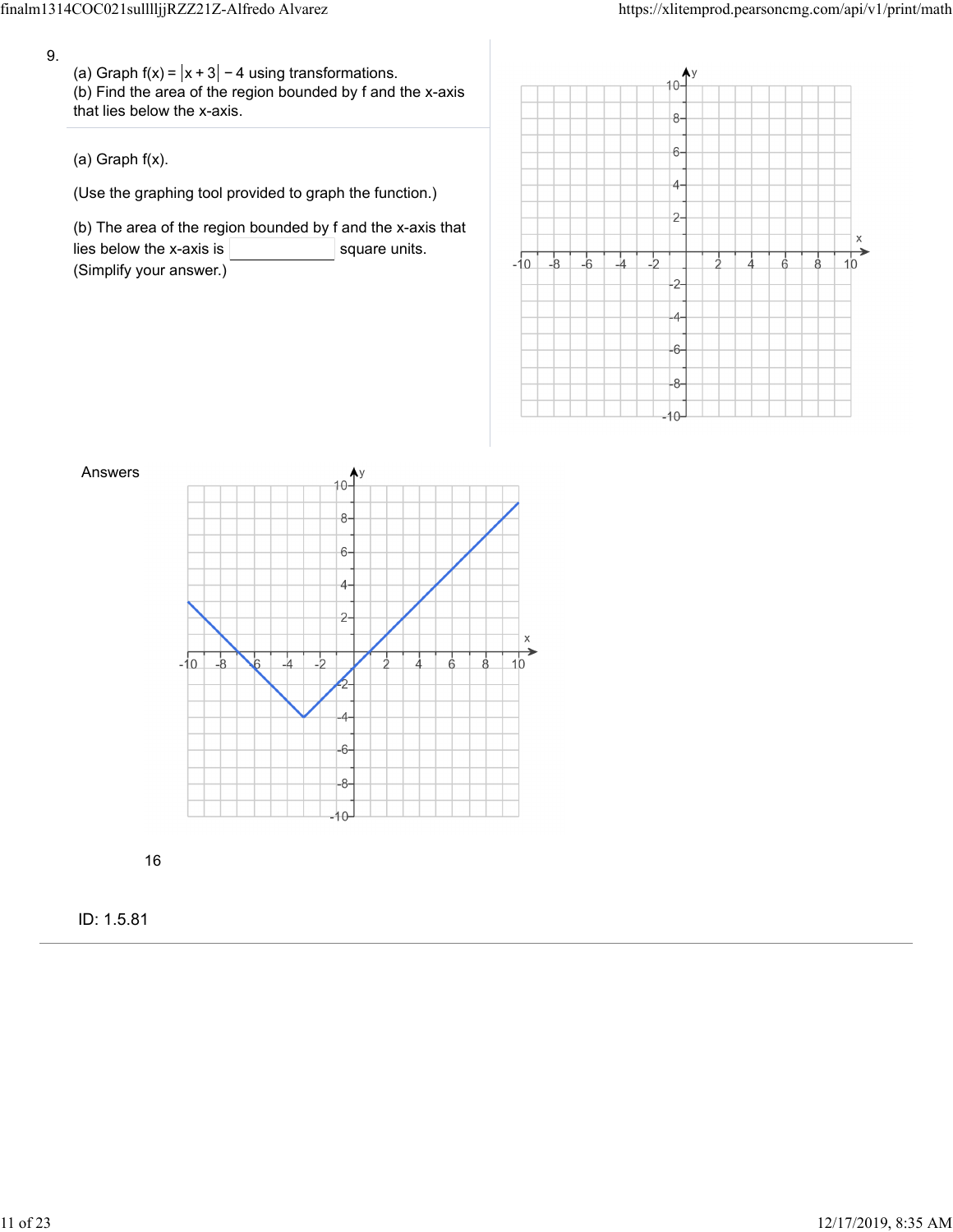9.

(a) Graph $f(x) = |x+3| - 4$ using transformations.
(b) Find the area of the region bounded by f and the x-axis that lies below the x-axis.

(a) Graph f(x).

(Use the graphing tool provided to graph the function.)

(b) The area of the region bounded by f and the x-axis that lies below the x-axis is ______ square units.
(Simplify your answer.)

Answers

16

ID: 1.5.81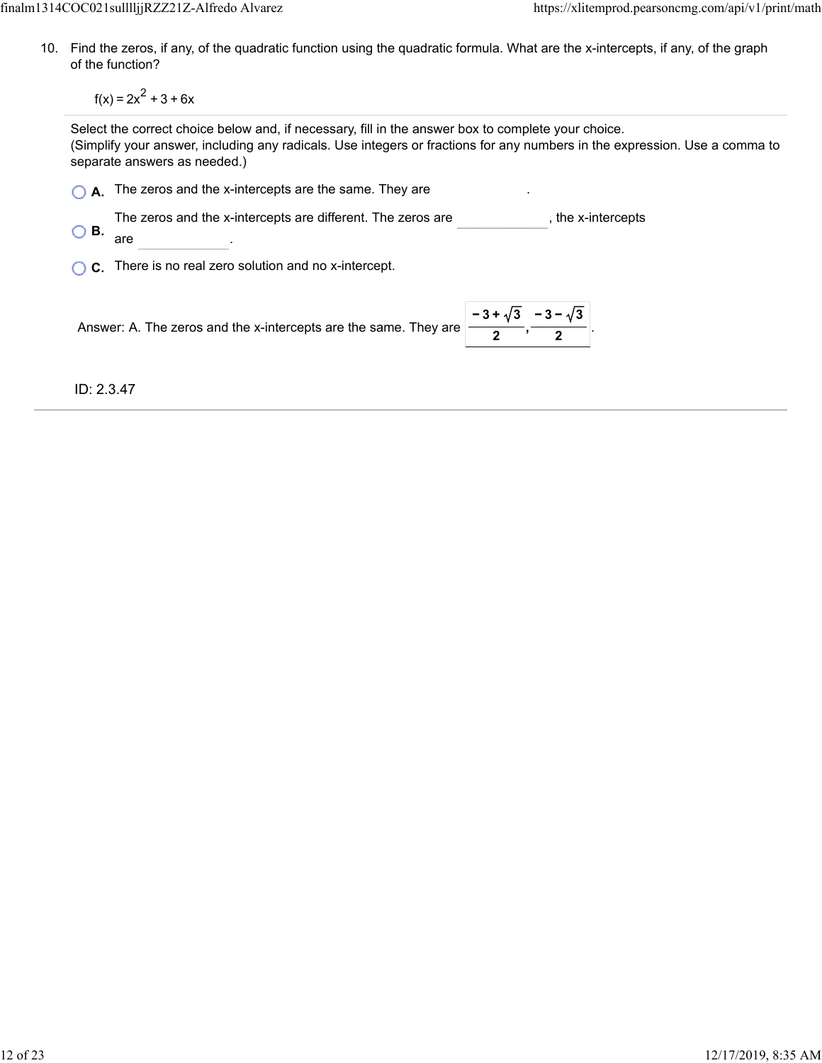10. Find the zeros, if any, of the quadratic function using the quadratic formula. What are the x-intercepts, if any, of the graph of the function?

$$f(x) = 2x^2 + 3 + 6x$$

Select the correct choice below and, if necessary, fill in the answer box to complete your choice.
(Simplify your answer, including any radicals. Use integers or fractions for any numbers in the expression. Use a comma to separate answers as needed.)

- **A.** The zeros and the x-intercepts are the same. They are ______.
- **B.** The zeros and the x-intercepts are different. The zeros are ______, the x-intercepts are ______.
- **C.** There is no real zero solution and no x-intercept.

Answer: A. The zeros and the x-intercepts are the same. They are $\dfrac{-3+\sqrt{3}}{2}, \dfrac{-3-\sqrt{3}}{2}$.

ID: 2.3.47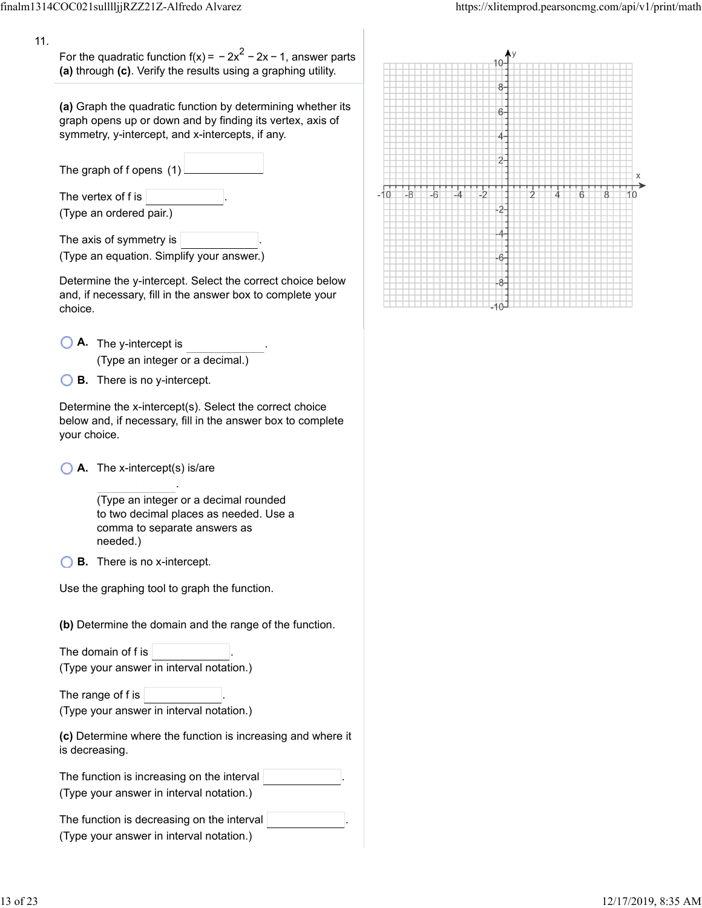11.

For the quadratic function $f(x) = -2x^2 - 2x - 1$, answer parts **(a)** through **(c)**. Verify the results using a graphing utility.

**(a)** Graph the quadratic function by determining whether its graph opens up or down and by finding its vertex, axis of symmetry, y-intercept, and x-intercepts, if any.

The graph of f opens (1) ______

The vertex of f is ______.
(Type an ordered pair.)

The axis of symmetry is ______.
(Type an equation. Simplify your answer.)

Determine the y-intercept. Select the correct choice below and, if necessary, fill in the answer box to complete your choice.

- **A.** The y-intercept is ______.
  (Type an integer or a decimal.)
- **B.** There is no y-intercept.

Determine the x-intercept(s). Select the correct choice below and, if necessary, fill in the answer box to complete your choice.

- **A.** The x-intercept(s) is/are ______.
  (Type an integer or a decimal rounded to two decimal places as needed. Use a comma to separate answers as needed.)
- **B.** There is no x-intercept.

Use the graphing tool to graph the function.

**(b)** Determine the domain and the range of the function.

The domain of f is ______.
(Type your answer in interval notation.)

The range of f is ______.
(Type your answer in interval notation.)

**(c)** Determine where the function is increasing and where it is decreasing.

The function is increasing on the interval ______.
(Type your answer in interval notation.)

The function is decreasing on the interval ______.
(Type your answer in interval notation.)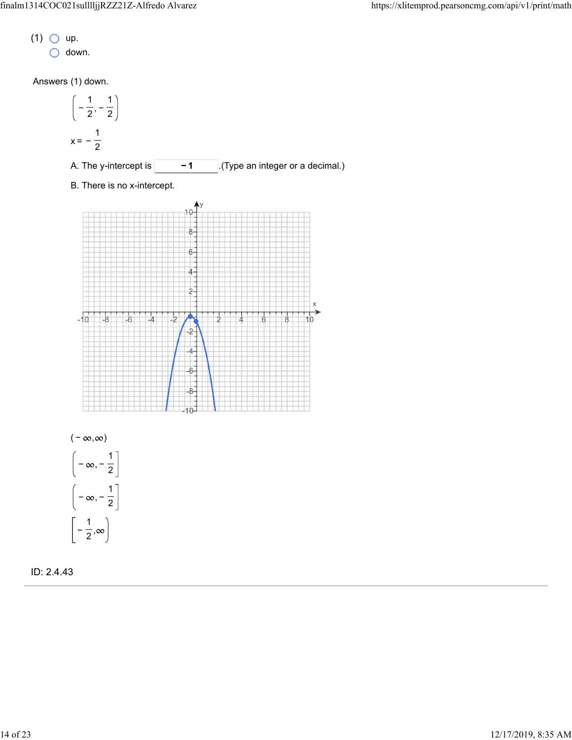(1) ○ up.
○ down.

Answers (1) down.

$\left(-\frac{1}{2}, -\frac{1}{2}\right)$

$x = -\frac{1}{2}$

A. The y-intercept is **−1**.(Type an integer or a decimal.)

B. There is no x-intercept.

$(-\infty, \infty)$

$\left(-\infty, -\frac{1}{2}\right]$

$\left(-\infty, -\frac{1}{2}\right]$

$\left[-\frac{1}{2}, \infty\right)$

ID: 2.4.43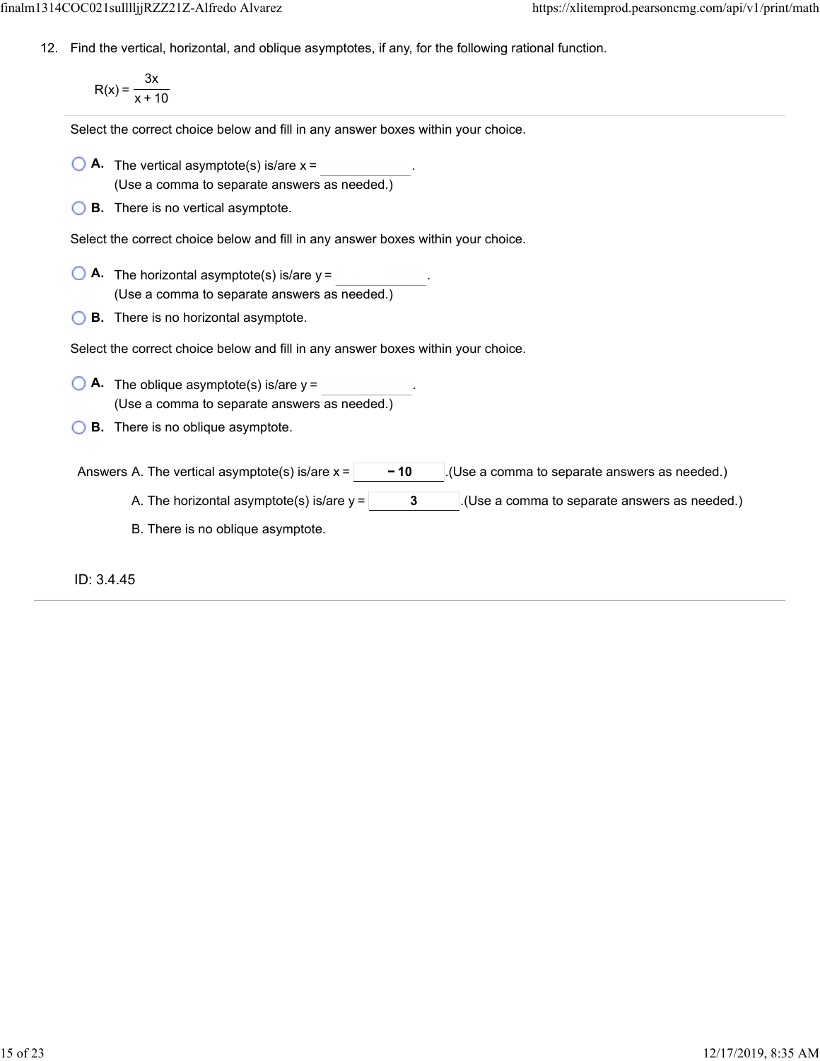12. Find the vertical, horizontal, and oblique asymptotes, if any, for the following rational function.

$$R(x) = \frac{3x}{x + 10}$$

Select the correct choice below and fill in any answer boxes within your choice.

- **A.** The vertical asymptote(s) is/are x = ______.
  (Use a comma to separate answers as needed.)
- **B.** There is no vertical asymptote.

Select the correct choice below and fill in any answer boxes within your choice.

- **A.** The horizontal asymptote(s) is/are y = ______.
  (Use a comma to separate answers as needed.)
- **B.** There is no horizontal asymptote.

Select the correct choice below and fill in any answer boxes within your choice.

- **A.** The oblique asymptote(s) is/are y = ______.
  (Use a comma to separate answers as needed.)
- **B.** There is no oblique asymptote.

Answers A. The vertical asymptote(s) is/are x = **− 10**.(Use a comma to separate answers as needed.)

A. The horizontal asymptote(s) is/are y = **3**.(Use a comma to separate answers as needed.)

B. There is no oblique asymptote.

ID: 3.4.45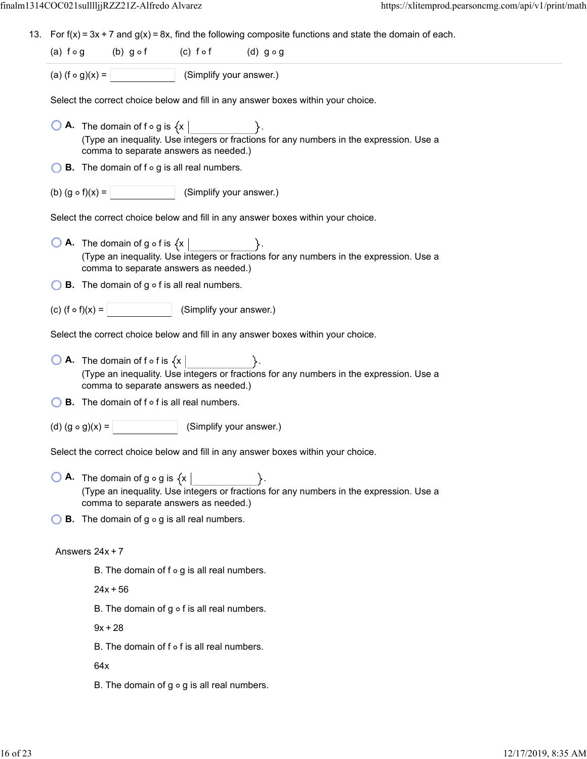13. For $f(x) = 3x + 7$ and $g(x) = 8x$, find the following composite functions and state the domain of each.

(a) $f \circ g$  (b) $g \circ f$  (c) $f \circ f$  (d) $g \circ g$

(a) $(f \circ g)(x) =$ ______ (Simplify your answer.)

Select the correct choice below and fill in any answer boxes within your choice.

- **A.** The domain of $f \circ g$ is $\{x \mid$ ______ $\}$.
(Type an inequality. Use integers or fractions for any numbers in the expression. Use a comma to separate answers as needed.)
- **B.** The domain of $f \circ g$ is all real numbers.

(b) $(g \circ f)(x) =$ ______ (Simplify your answer.)

Select the correct choice below and fill in any answer boxes within your choice.

- **A.** The domain of $g \circ f$ is $\{x \mid$ ______ $\}$.
(Type an inequality. Use integers or fractions for any numbers in the expression. Use a comma to separate answers as needed.)
- **B.** The domain of $g \circ f$ is all real numbers.

(c) $(f \circ f)(x) =$ ______ (Simplify your answer.)

Select the correct choice below and fill in any answer boxes within your choice.

- **A.** The domain of $f \circ f$ is $\{x \mid$ ______ $\}$.
(Type an inequality. Use integers or fractions for any numbers in the expression. Use a comma to separate answers as needed.)
- **B.** The domain of $f \circ f$ is all real numbers.

(d) $(g \circ g)(x) =$ ______ (Simplify your answer.)

Select the correct choice below and fill in any answer boxes within your choice.

- **A.** The domain of $g \circ g$ is $\{x \mid$ ______ $\}$.
(Type an inequality. Use integers or fractions for any numbers in the expression. Use a comma to separate answers as needed.)
- **B.** The domain of $g \circ g$ is all real numbers.

Answers $24x + 7$

B. The domain of $f \circ g$ is all real numbers.

$24x + 56$

B. The domain of $g \circ f$ is all real numbers.

$9x + 28$

B. The domain of $f \circ f$ is all real numbers.

$64x$

B. The domain of $g \circ g$ is all real numbers.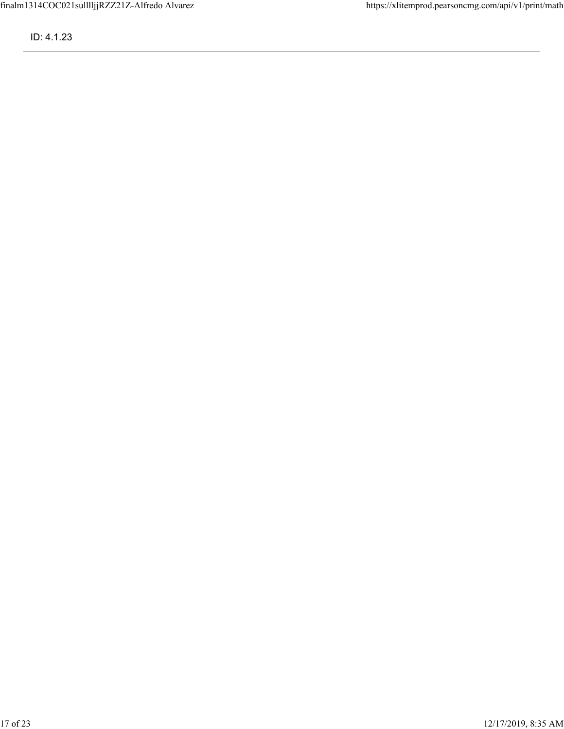ID: 4.1.23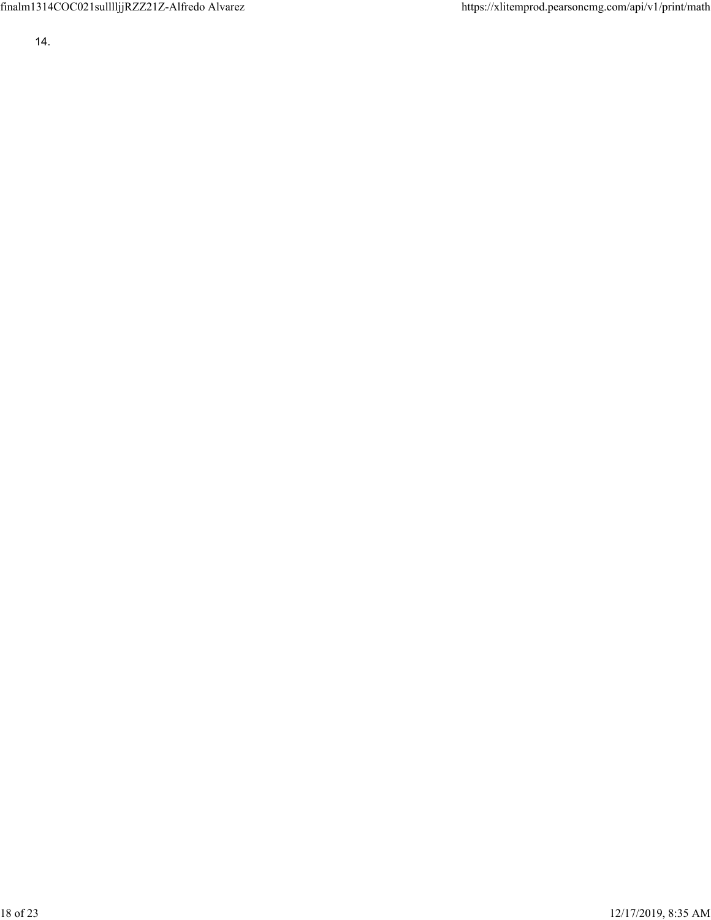14.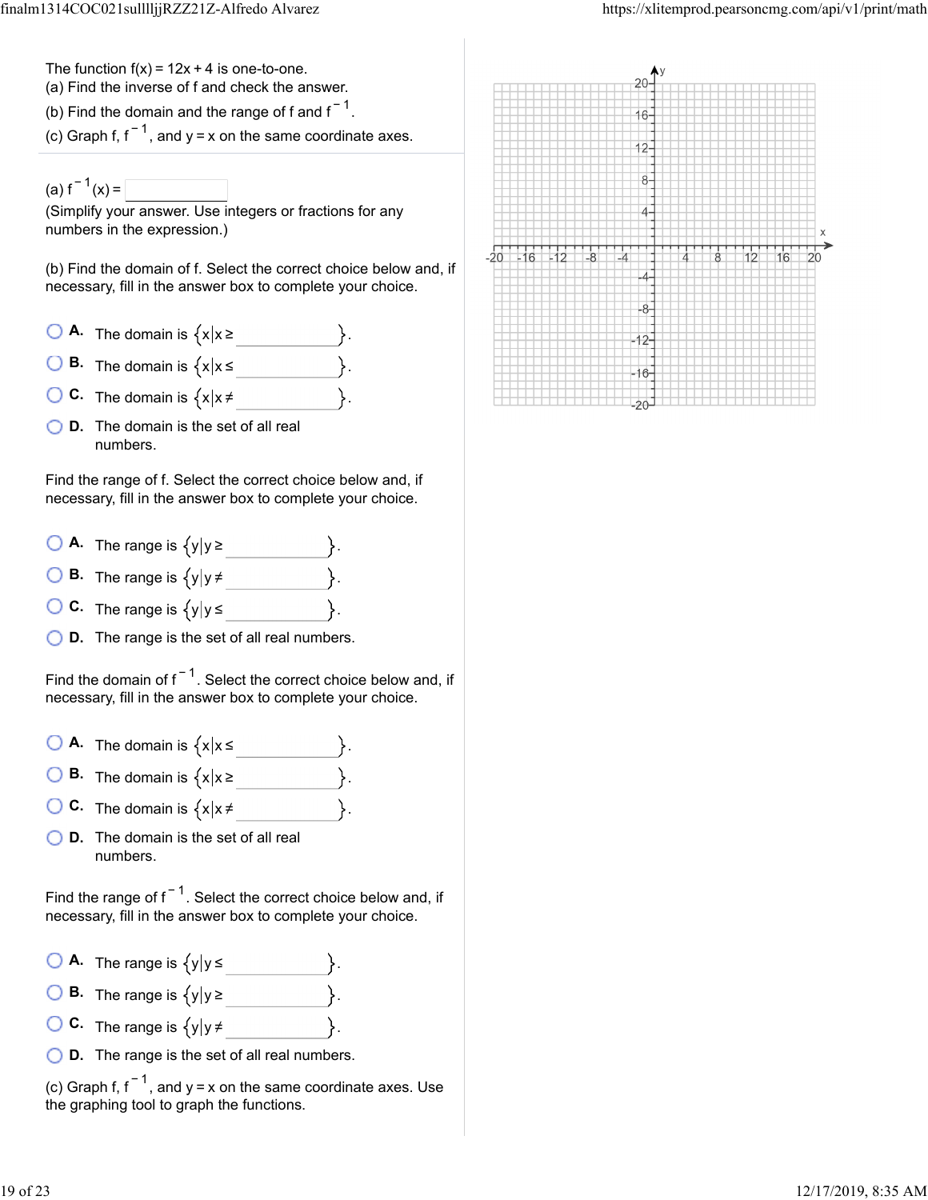The function $f(x) = 12x + 4$ is one-to-one.

(a) Find the inverse of f and check the answer.

(b) Find the domain and the range of f and $f^{-1}$.

(c) Graph f, $f^{-1}$, and $y = x$ on the same coordinate axes.

(a) $f^{-1}(x) =$ ______

(Simplify your answer. Use integers or fractions for any numbers in the expression.)

(b) Find the domain of f. Select the correct choice below and, if necessary, fill in the answer box to complete your choice.

- **A.** The domain is $\{x | x \geq$ ______ $\}$.
- **B.** The domain is $\{x | x \leq$ ______ $\}$.
- **C.** The domain is $\{x | x \neq$ ______ $\}$.
- **D.** The domain is the set of all real numbers.

Find the range of f. Select the correct choice below and, if necessary, fill in the answer box to complete your choice.

- **A.** The range is $\{y | y \geq$ ______ $\}$.
- **B.** The range is $\{y | y \neq$ ______ $\}$.
- **C.** The range is $\{y | y \leq$ ______ $\}$.
- **D.** The range is the set of all real numbers.

Find the domain of $f^{-1}$. Select the correct choice below and, if necessary, fill in the answer box to complete your choice.

- **A.** The domain is $\{x | x \leq$ ______ $\}$.
- **B.** The domain is $\{x | x \geq$ ______ $\}$.
- **C.** The domain is $\{x | x \neq$ ______ $\}$.
- **D.** The domain is the set of all real numbers.

Find the range of $f^{-1}$. Select the correct choice below and, if necessary, fill in the answer box to complete your choice.

- **A.** The range is $\{y | y \leq$ ______ $\}$.
- **B.** The range is $\{y | y \geq$ ______ $\}$.
- **C.** The range is $\{y | y \neq$ ______ $\}$.
- **D.** The range is the set of all real numbers.

(c) Graph f, $f^{-1}$, and $y = x$ on the same coordinate axes. Use the graphing tool to graph the functions.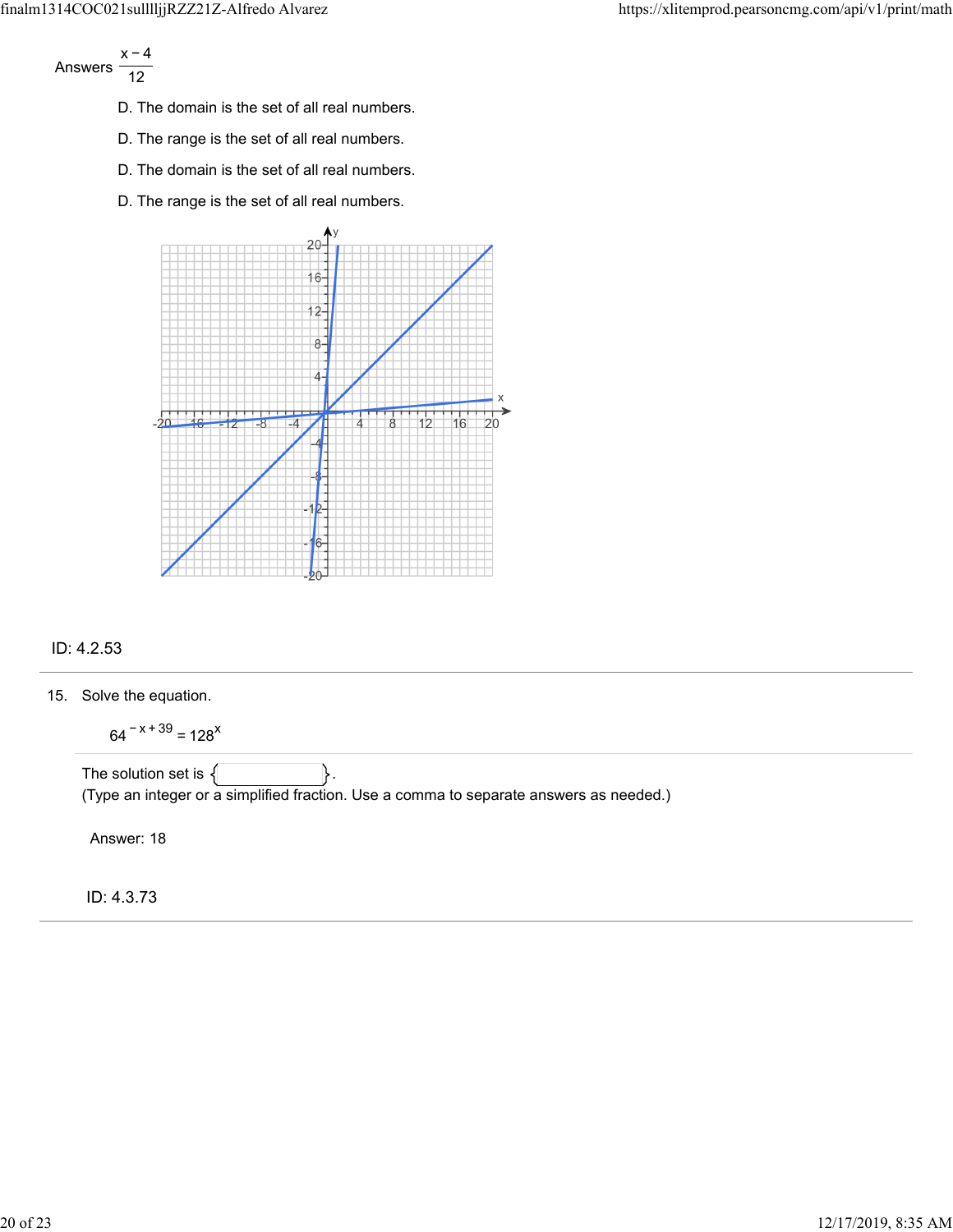Answers $\frac{x-4}{12}$

D. The domain is the set of all real numbers.

D. The range is the set of all real numbers.

D. The domain is the set of all real numbers.

D. The range is the set of all real numbers.

ID: 4.2.53

---

15. Solve the equation.

$$64^{-x+39} = 128^{x}$$

The solution set is { }.
(Type an integer or a simplified fraction. Use a comma to separate answers as needed.)

Answer: 18

ID: 4.3.73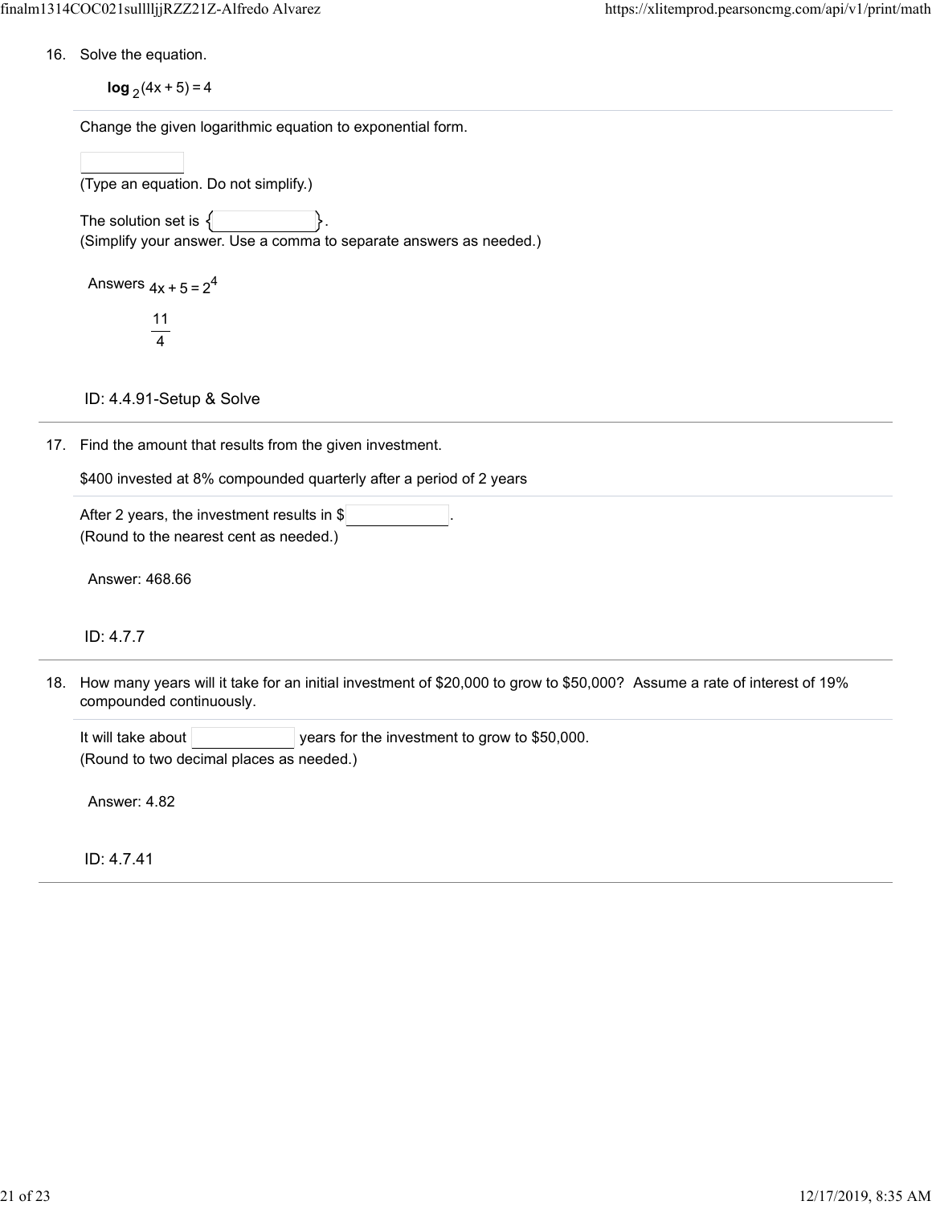16. Solve the equation.

$$\log_2(4x + 5) = 4$$

Change the given logarithmic equation to exponential form.

(Type an equation. Do not simplify.)

The solution set is { }.
(Simplify your answer. Use a comma to separate answers as needed.)

Answers $4x + 5 = 2^4$

$\frac{11}{4}$

ID: 4.4.91-Setup & Solve

---

17. Find the amount that results from the given investment.

$400 invested at 8% compounded quarterly after a period of 2 years

After 2 years, the investment results in $ .
(Round to the nearest cent as needed.)

Answer: 468.66

ID: 4.7.7

---

18. How many years will it take for an initial investment of $20,000 to grow to $50,000? Assume a rate of interest of 19% compounded continuously.

It will take about years for the investment to grow to $50,000.
(Round to two decimal places as needed.)

Answer: 4.82

ID: 4.7.41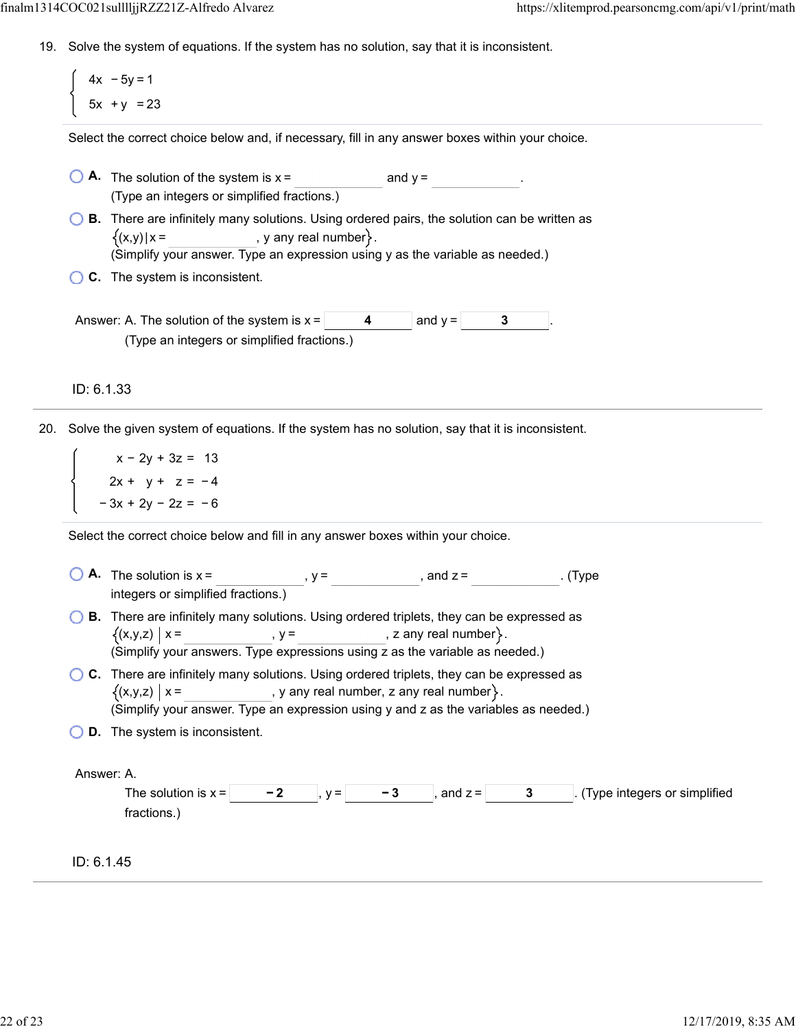19. Solve the system of equations. If the system has no solution, say that it is inconsistent.

$$\begin{cases} 4x - 5y = 1 \\ 5x + y = 23 \end{cases}$$

Select the correct choice below and, if necessary, fill in any answer boxes within your choice.

- A. The solution of the system is x = ______ and y = ______.
  (Type an integers or simplified fractions.)
- B. There are infinitely many solutions. Using ordered pairs, the solution can be written as $\{(x,y) | x = \_\_\_\_\_\_, \text{ y any real number}\}$.
  (Simplify your answer. Type an expression using y as the variable as needed.)
- C. The system is inconsistent.

Answer: A. The solution of the system is x = **4** and y = **3**.
(Type an integers or simplified fractions.)

ID: 6.1.33

---

20. Solve the given system of equations. If the system has no solution, say that it is inconsistent.

$$\begin{cases} x - 2y + 3z = 13 \\ 2x + y + z = -4 \\ -3x + 2y - 2z = -6 \end{cases}$$

Select the correct choice below and fill in any answer boxes within your choice.

- A. The solution is x = ______, y = ______, and z = ______. (Type integers or simplified fractions.)
- B. There are infinitely many solutions. Using ordered triplets, they can be expressed as $\{(x,y,z) \mid x = \_\_\_\_\_\_, y = \_\_\_\_\_\_, \text{ z any real number}\}$.
  (Simplify your answers. Type expressions using z as the variable as needed.)
- C. There are infinitely many solutions. Using ordered triplets, they can be expressed as $\{(x,y,z) \mid x = \_\_\_\_\_\_, \text{ y any real number, z any real number}\}$.
  (Simplify your answer. Type an expression using y and z as the variables as needed.)
- D. The system is inconsistent.

Answer: A.
The solution is x = **−2**, y = **−3**, and z = **3**. (Type integers or simplified fractions.)

ID: 6.1.45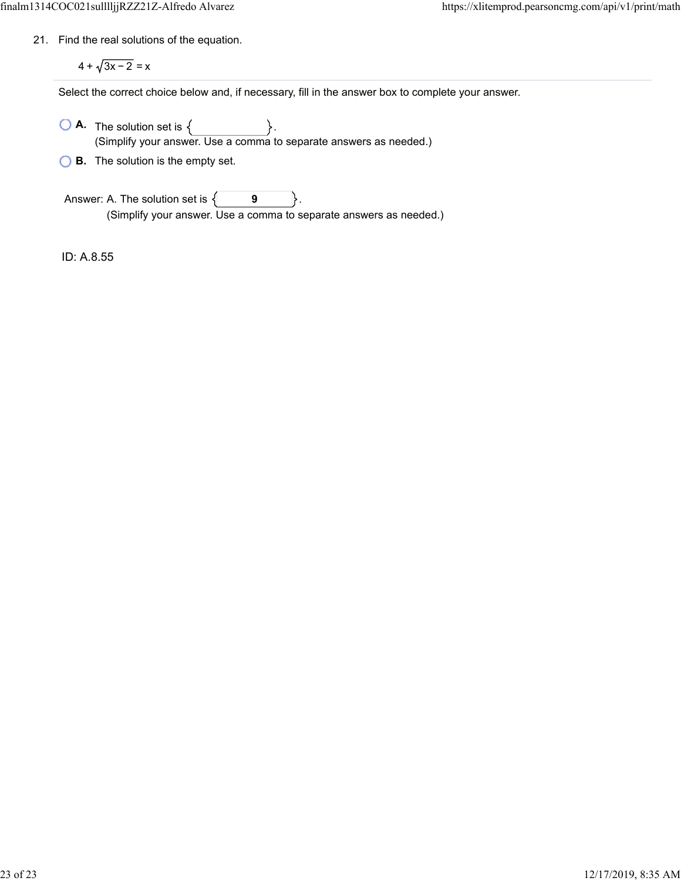21. Find the real solutions of the equation.

$$4 + \sqrt{3x - 2} = x$$

Select the correct choice below and, if necessary, fill in the answer box to complete your answer.

- **A.** The solution set is $\{\quad\}$.
  (Simplify your answer. Use a comma to separate answers as needed.)
- **B.** The solution is the empty set.

Answer: A. The solution set is $\{\ \mathbf{9}\ \}$.
(Simplify your answer. Use a comma to separate answers as needed.)

ID: A.8.55